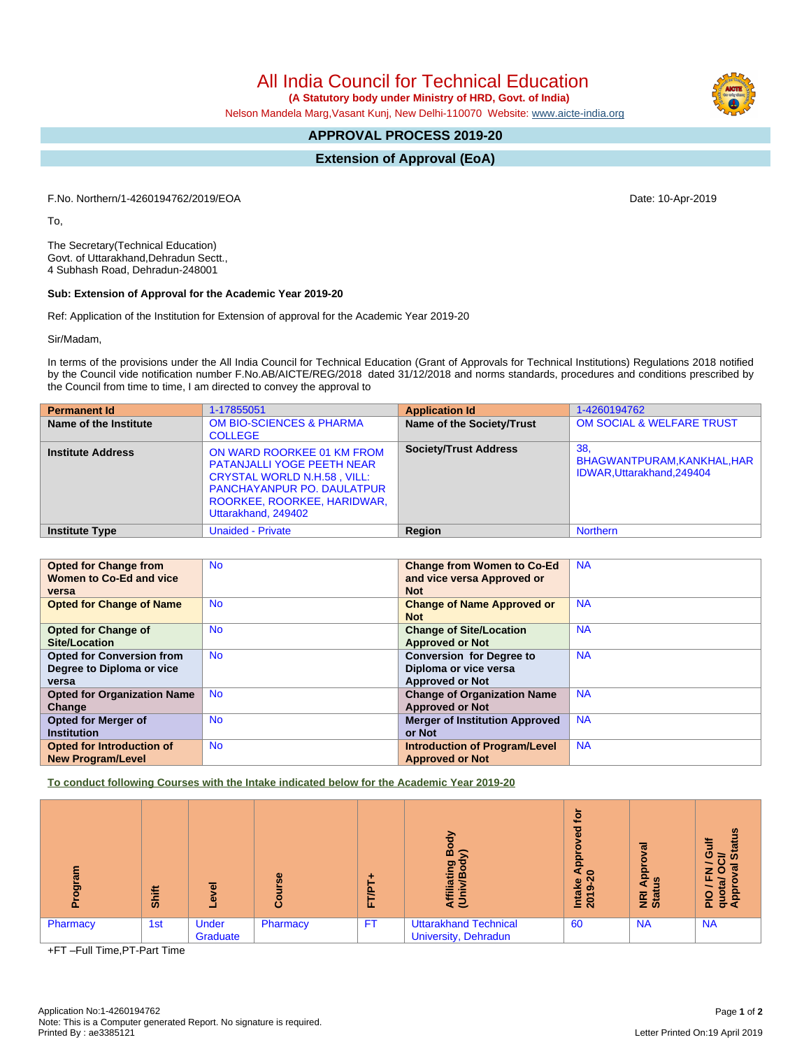# All India Council for Technical Education

**(A Statutory body under Ministry of HRD, Govt. of India)**

Nelson Mandela Marg,Vasant Kunj, New Delhi-110070 Website: www.aicte-india.org

## APPROVAL PROCESS 2019-20

## Extension of Approval (EoA)

F.No. Northern/1-4260194762/2019/EOA

Date: 10-Apr-2019

To,

The Secretary(Technical Education)
Govt. of Uttarakhand,Dehradun Sectt.,
4 Subhash Road, Dehradun-248001

**Sub: Extension of Approval for the Academic Year 2019-20**

Ref: Application of the Institution for Extension of approval for the Academic Year 2019-20

Sir/Madam,

In terms of the provisions under the All India Council for Technical Education (Grant of Approvals for Technical Institutions) Regulations 2018 notified by the Council vide notification number F.No.AB/AICTE/REG/2018 dated 31/12/2018 and norms standards, procedures and conditions prescribed by the Council from time to time, I am directed to convey the approval to

| **Permanent Id** | 1-17855051 | **Application Id** | 1-4260194762 |
|---|---|---|---|
| **Name of the Institute** | OM BIO-SCIENCES & PHARMA COLLEGE | **Name of the Society/Trust** | OM SOCIAL & WELFARE TRUST |
| **Institute Address** | ON WARD ROORKEE 01 KM FROM PATANJALLI YOGE PEETH NEAR CRYSTAL WORLD N.H.58 , VILL: PANCHAYANPUR PO. DAULATPUR ROORKEE, ROORKEE, HARIDWAR, Uttarakhand, 249402 | **Society/Trust Address** | 38, BHAGWANTPURAM,KANKHAL,HARIDWAR,Uttarakhand,249404 |
| **Institute Type** | Unaided - Private | **Region** | Northern |

| **Opted for Change from Women to Co-Ed and vice versa** | No | **Change from Women to Co-Ed and vice versa Approved or Not** | NA |
|---|---|---|---|
| **Opted for Change of Name** | No | **Change of Name Approved or Not** | NA |
| **Opted for Change of Site/Location** | No | **Change of Site/Location Approved or Not** | NA |
| **Opted for Conversion from Degree to Diploma or vice versa** | No | **Conversion for Degree to Diploma or vice versa Approved or Not** | NA |
| **Opted for Organization Name Change** | No | **Change of Organization Name Approved or Not** | NA |
| **Opted for Merger of Institution** | No | **Merger of Institution Approved or Not** | NA |
| **Opted for Introduction of New Program/Level** | No | **Introduction of Program/Level Approved or Not** | NA |

**To conduct following Courses with the Intake indicated below for the Academic Year 2019-20**

| Program | Shift | Level | Course | FT/PT+ | Affiliating Body (Univ/Body) | Intake Approved for 2019-20 | NRI Approval Status | PIO / FN / Gulf quota/ OCI/ Approval Status |
|---|---|---|---|---|---|---|---|---|
| Pharmacy | 1st | Under Graduate | Pharmacy | FT | Uttarakhand Technical University, Dehradun | 60 | NA | NA |

+FT –Full Time,PT-Part Time

Application No:1-4260194762
Note: This is a Computer generated Report. No signature is required.
Printed By : ae3385121

Letter Printed On:19 April 2019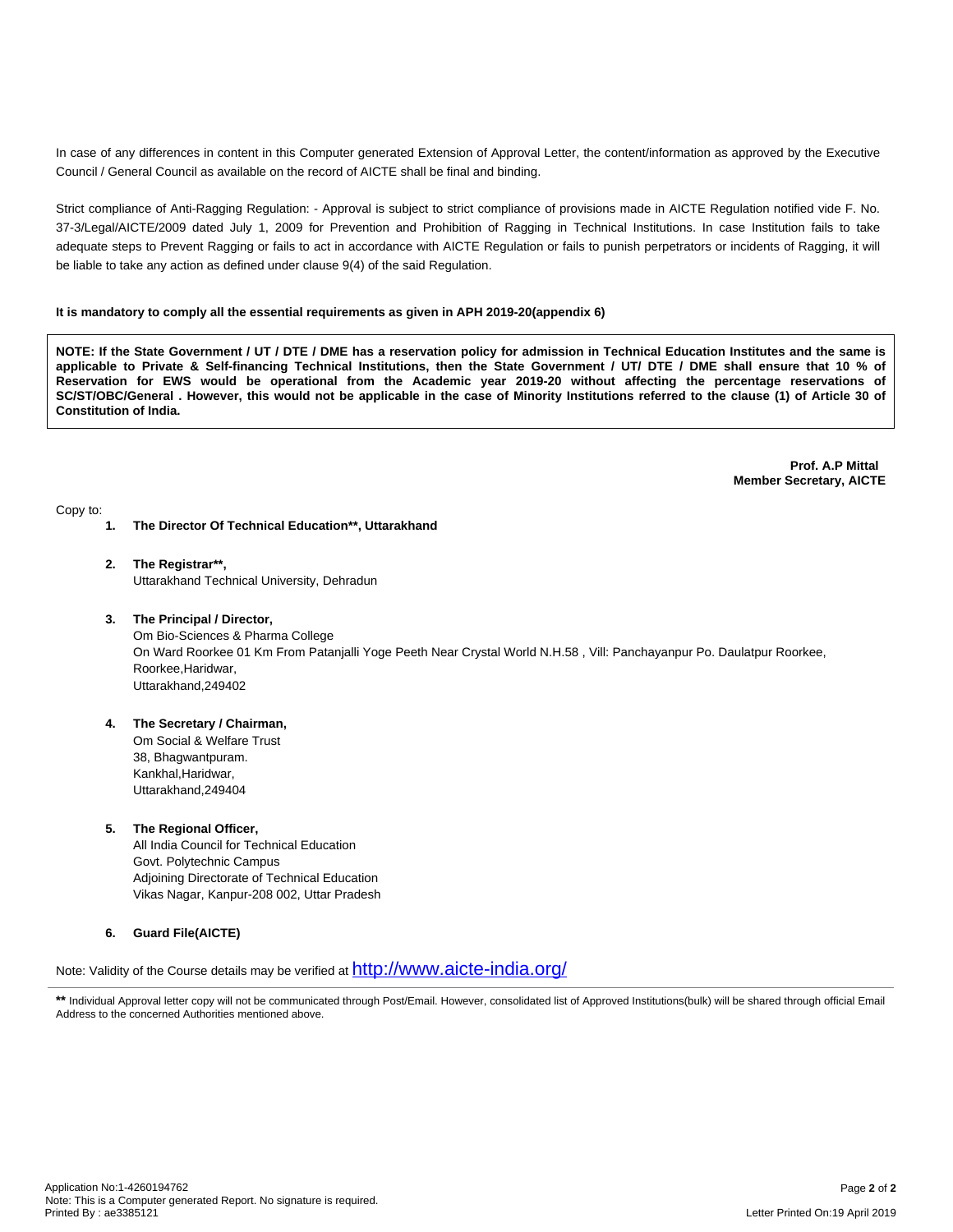In case of any differences in content in this Computer generated Extension of Approval Letter, the content/information as approved by the Executive Council / General Council as available on the record of AICTE shall be final and binding.

Strict compliance of Anti-Ragging Regulation: - Approval is subject to strict compliance of provisions made in AICTE Regulation notified vide F. No. 37-3/Legal/AICTE/2009 dated July 1, 2009 for Prevention and Prohibition of Ragging in Technical Institutions. In case Institution fails to take adequate steps to Prevent Ragging or fails to act in accordance with AICTE Regulation or fails to punish perpetrators or incidents of Ragging, it will be liable to take any action as defined under clause 9(4) of the said Regulation.

**It is mandatory to comply all the essential requirements as given in APH 2019-20(appendix 6)**

**NOTE: If the State Government / UT / DTE / DME has a reservation policy for admission in Technical Education Institutes and the same is applicable to Private & Self-financing Technical Institutions, then the State Government / UT/ DTE / DME shall ensure that 10 % of Reservation for EWS would be operational from the Academic year 2019-20 without affecting the percentage reservations of SC/ST/OBC/General . However, this would not be applicable in the case of Minority Institutions referred to the clause (1) of Article 30 of Constitution of India.**

**Prof. A.P Mittal**
**Member Secretary, AICTE**

Copy to:

1. **The Director Of Technical Education**, Uttarakhand**

2. **The Registrar**,**
   Uttarakhand Technical University, Dehradun

3. **The Principal / Director,**
   Om Bio-Sciences & Pharma College
   On Ward Roorkee 01 Km From Patanjalli Yoge Peeth Near Crystal World N.H.58 , Vill: Panchayanpur Po. Daulatpur Roorkee, Roorkee,Haridwar,
   Uttarakhand,249402

4. **The Secretary / Chairman,**
   Om Social & Welfare Trust
   38, Bhagwantpuram.
   Kankhal,Haridwar,
   Uttarakhand,249404

5. **The Regional Officer,**
   All India Council for Technical Education
   Govt. Polytechnic Campus
   Adjoining Directorate of Technical Education
   Vikas Nagar, Kanpur-208 002, Uttar Pradesh

6. **Guard File(AICTE)**

Note: Validity of the Course details may be verified at http://www.aicte-india.org/

**\*\*** Individual Approval letter copy will not be communicated through Post/Email. However, consolidated list of Approved Institutions(bulk) will be shared through official Email Address to the concerned Authorities mentioned above.

Application No:1-4260194762
Note: This is a Computer generated Report. No signature is required.
Printed By : ae3385121

Letter Printed On:19 April 2019